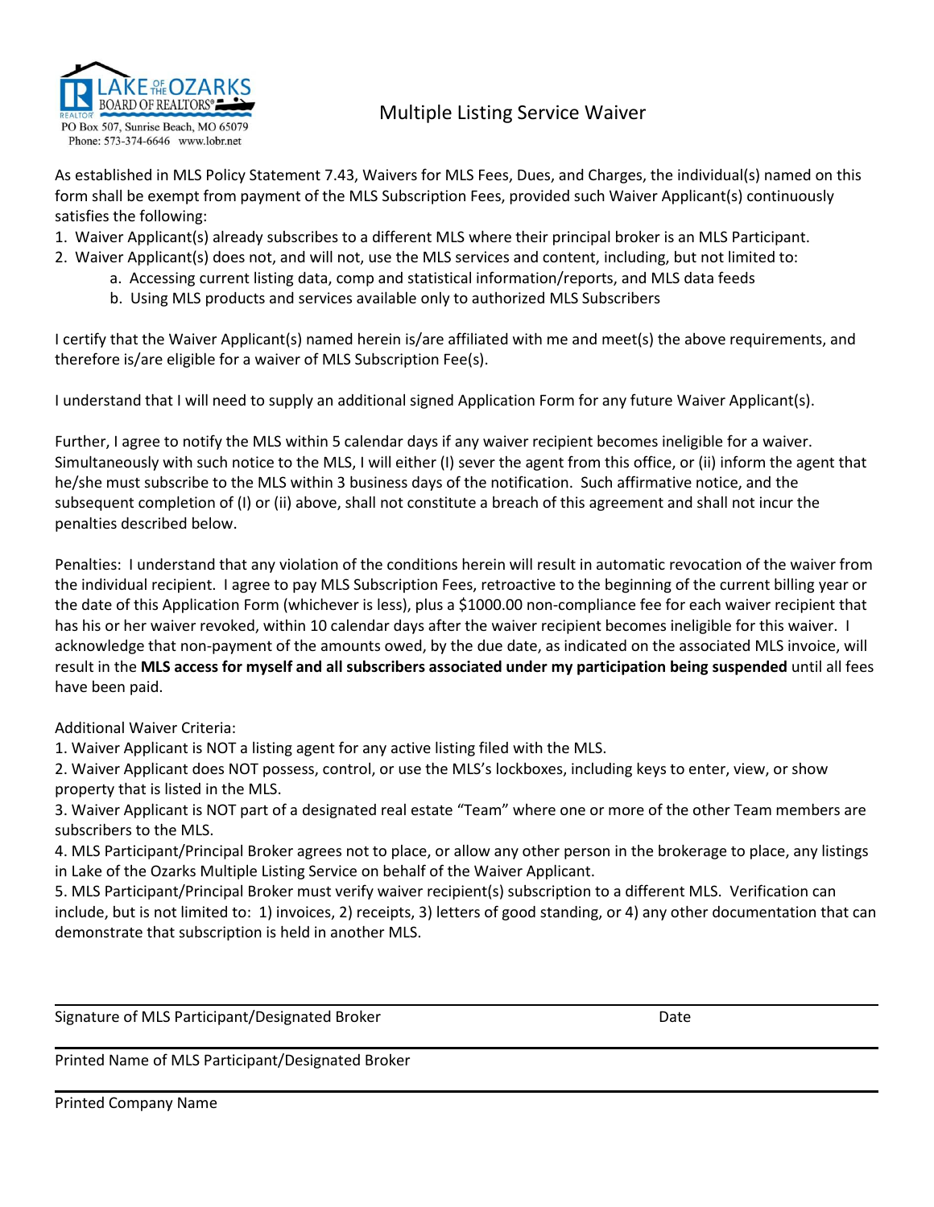LAKE OF THE OZARKS BOARD OF REALTORS®
PO Box 507, Sunrise Beach, MO 65079
Phone: 573-374-6646 www.lobr.net

# Multiple Listing Service Waiver

As established in MLS Policy Statement 7.43, Waivers for MLS Fees, Dues, and Charges, the individual(s) named on this form shall be exempt from payment of the MLS Subscription Fees, provided such Waiver Applicant(s) continuously satisfies the following:

1. Waiver Applicant(s) already subscribes to a different MLS where their principal broker is an MLS Participant.
2. Waiver Applicant(s) does not, and will not, use the MLS services and content, including, but not limited to:
    a. Accessing current listing data, comp and statistical information/reports, and MLS data feeds
    b. Using MLS products and services available only to authorized MLS Subscribers

I certify that the Waiver Applicant(s) named herein is/are affiliated with me and meet(s) the above requirements, and therefore is/are eligible for a waiver of MLS Subscription Fee(s).

I understand that I will need to supply an additional signed Application Form for any future Waiver Applicant(s).

Further, I agree to notify the MLS within 5 calendar days if any waiver recipient becomes ineligible for a waiver. Simultaneously with such notice to the MLS, I will either (I) sever the agent from this office, or (ii) inform the agent that he/she must subscribe to the MLS within 3 business days of the notification. Such affirmative notice, and the subsequent completion of (I) or (ii) above, shall not constitute a breach of this agreement and shall not incur the penalties described below.

Penalties: I understand that any violation of the conditions herein will result in automatic revocation of the waiver from the individual recipient. I agree to pay MLS Subscription Fees, retroactive to the beginning of the current billing year or the date of this Application Form (whichever is less), plus a $1000.00 non-compliance fee for each waiver recipient that has his or her waiver revoked, within 10 calendar days after the waiver recipient becomes ineligible for this waiver. I acknowledge that non-payment of the amounts owed, by the due date, as indicated on the associated MLS invoice, will result in the **MLS access for myself and all subscribers associated under my participation being suspended** until all fees have been paid.

Additional Waiver Criteria:

1. Waiver Applicant is NOT a listing agent for any active listing filed with the MLS.
2. Waiver Applicant does NOT possess, control, or use the MLS's lockboxes, including keys to enter, view, or show property that is listed in the MLS.
3. Waiver Applicant is NOT part of a designated real estate "Team" where one or more of the other Team members are subscribers to the MLS.
4. MLS Participant/Principal Broker agrees not to place, or allow any other person in the brokerage to place, any listings in Lake of the Ozarks Multiple Listing Service on behalf of the Waiver Applicant.
5. MLS Participant/Principal Broker must verify waiver recipient(s) subscription to a different MLS. Verification can include, but is not limited to: 1) invoices, 2) receipts, 3) letters of good standing, or 4) any other documentation that can demonstrate that subscription is held in another MLS.

_______________________________________________

Signature of MLS Participant/Designated Broker                                        Date

_______________________________________________

Printed Name of MLS Participant/Designated Broker

_______________________________________________

Printed Company Name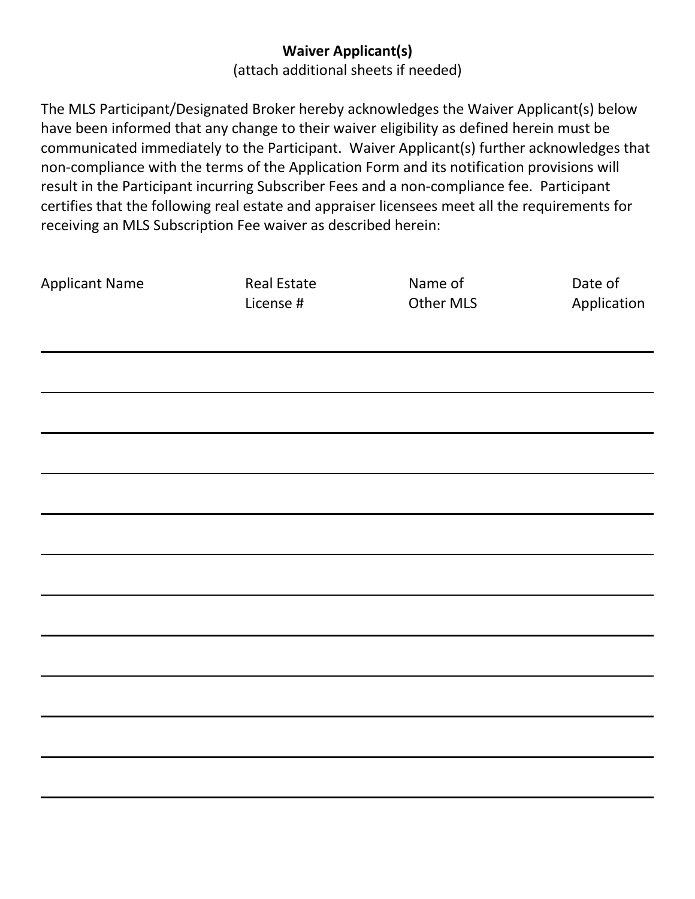**Waiver Applicant(s)**

(attach additional sheets if needed)

The MLS Participant/Designated Broker hereby acknowledges the Waiver Applicant(s) below have been informed that any change to their waiver eligibility as defined herein must be communicated immediately to the Participant. Waiver Applicant(s) further acknowledges that non-compliance with the terms of the Application Form and its notification provisions will result in the Participant incurring Subscriber Fees and a non-compliance fee. Participant certifies that the following real estate and appraiser licensees meet all the requirements for receiving an MLS Subscription Fee waiver as described herein:

| Applicant Name | Real Estate License # | Name of Other MLS | Date of Application |
|---|---|---|---|
| | | | |
| | | | |
| | | | |
| | | | |
| | | | |
| | | | |
| | | | |
| | | | |
| | | | |
| | | | |
| | | | |
| | | | |